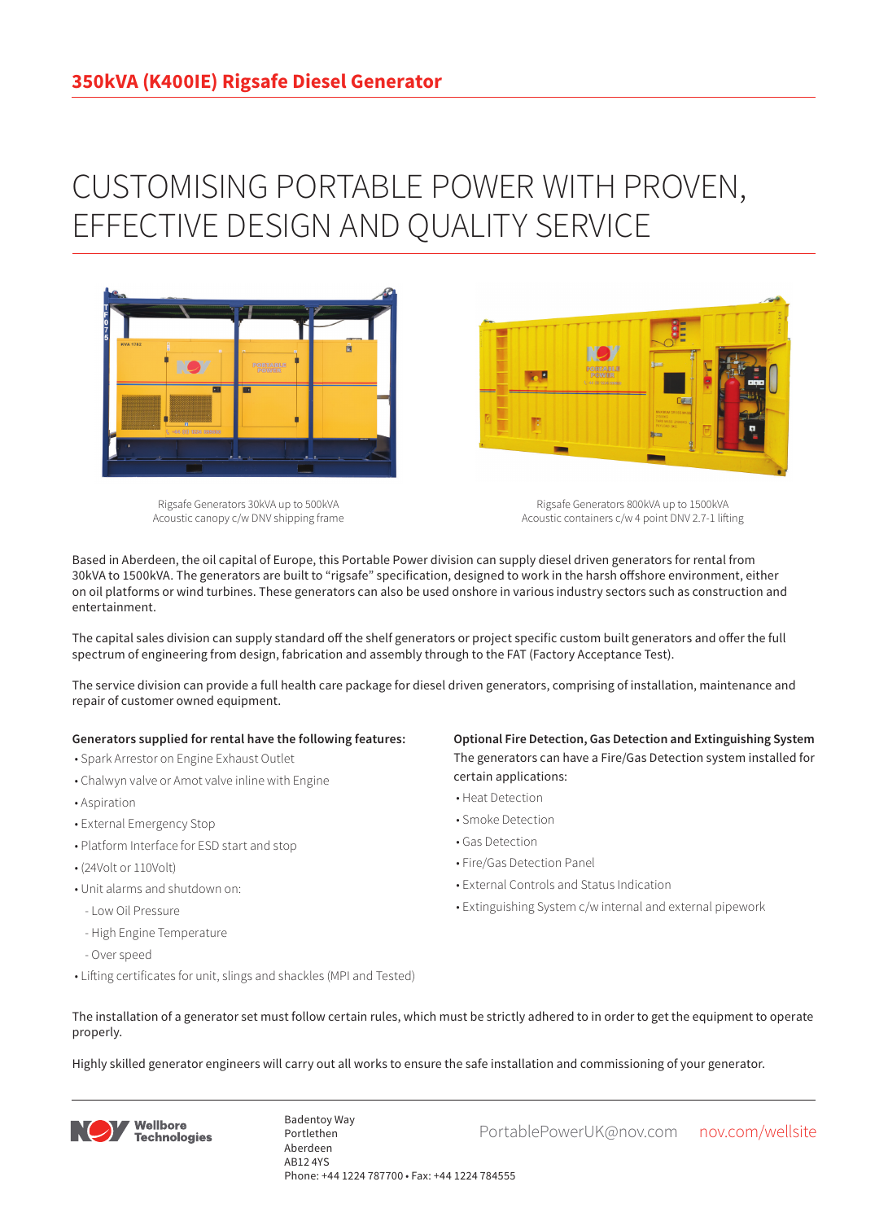## 350kVA (K400IE) Rigsafe Diesel Generator

# CUSTOMISING PORTABLE POWER WITH PROVEN, EFFECTIVE DESIGN AND QUALITY SERVICE

Rigsafe Generators 30kVA up to 500kVA
Acoustic canopy c/w DNV shipping frame

Rigsafe Generators 800kVA up to 1500kVA
Acoustic containers c/w 4 point DNV 2.7-1 lifting

Based in Aberdeen, the oil capital of Europe, this Portable Power division can supply diesel driven generators for rental from 30kVA to 1500kVA. The generators are built to "rigsafe" specification, designed to work in the harsh offshore environment, either on oil platforms or wind turbines. These generators can also be used onshore in various industry sectors such as construction and entertainment.

The capital sales division can supply standard off the shelf generators or project specific custom built generators and offer the full spectrum of engineering from design, fabrication and assembly through to the FAT (Factory Acceptance Test).

The service division can provide a full health care package for diesel driven generators, comprising of installation, maintenance and repair of customer owned equipment.

**Generators supplied for rental have the following features:**

- Spark Arrestor on Engine Exhaust Outlet
- Chalwyn valve or Amot valve inline with Engine
- Aspiration
- External Emergency Stop
- Platform Interface for ESD start and stop
- (24Volt or 110Volt)
- Unit alarms and shutdown on:
  - Low Oil Pressure
  - High Engine Temperature
  - Over speed
- Lifting certificates for unit, slings and shackles (MPI and Tested)

**Optional Fire Detection, Gas Detection and Extinguishing System**

The generators can have a Fire/Gas Detection system installed for certain applications:

- Heat Detection
- Smoke Detection
- Gas Detection
- Fire/Gas Detection Panel
- External Controls and Status Indication
- Extinguishing System c/w internal and external pipework

The installation of a generator set must follow certain rules, which must be strictly adhered to in order to get the equipment to operate properly.

Highly skilled generator engineers will carry out all works to ensure the safe installation and commissioning of your generator.

Wellbore Technologies

Badentoy Way
Portlethen
Aberdeen
AB12 4YS
Phone: +44 1224 787700 • Fax: +44 1224 784555

PortablePowerUK@nov.com    nov.com/wellsite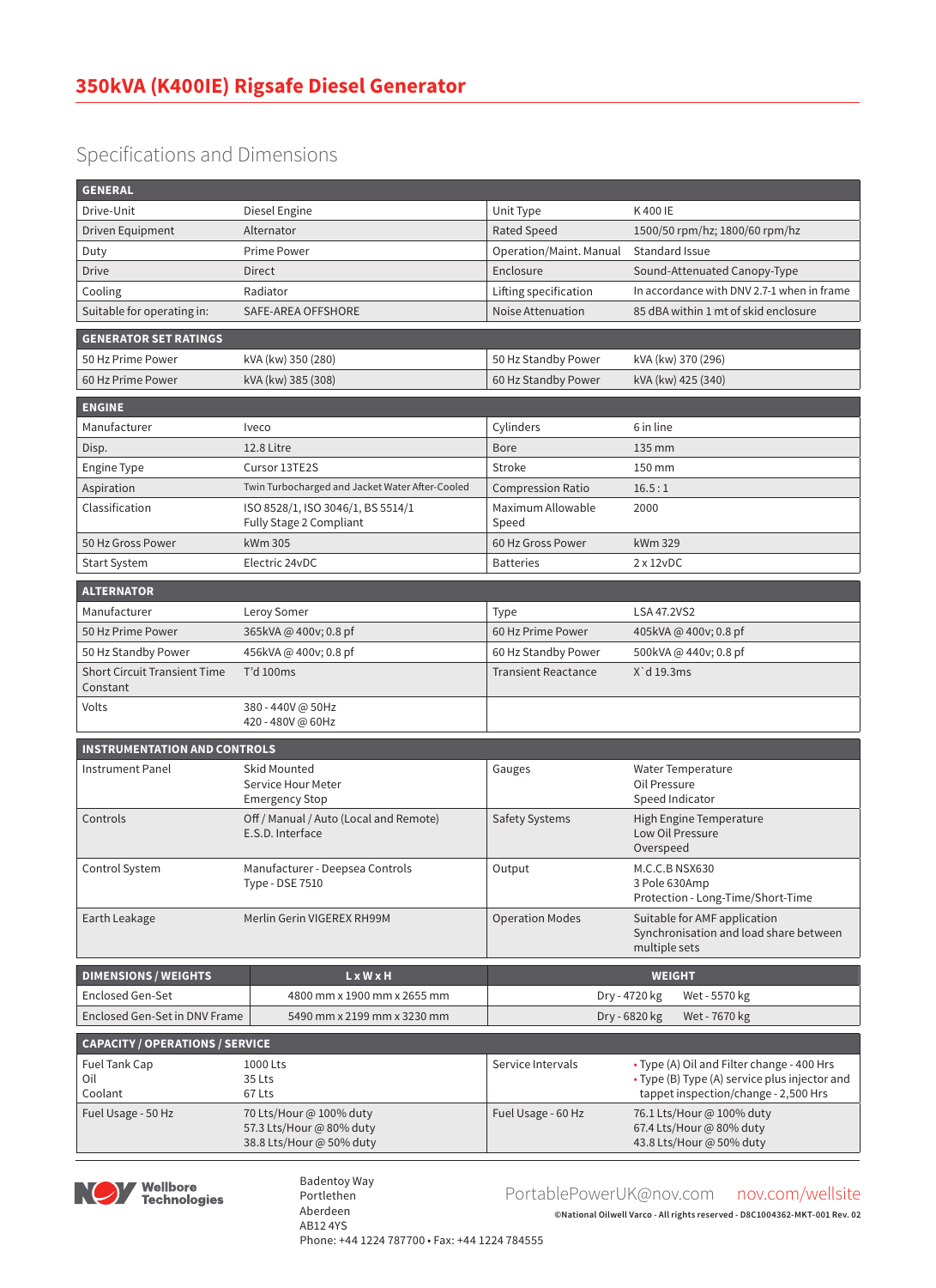# 350kVA (K400IE) Rigsafe Diesel Generator

## Specifications and Dimensions

| GENERAL | | | |
|---|---|---|---|
| Drive-Unit | Diesel Engine | Unit Type | K 400 IE |
| Driven Equipment | Alternator | Rated Speed | 1500/50 rpm/hz; 1800/60 rpm/hz |
| Duty | Prime Power | Operation/Maint. Manual | Standard Issue |
| Drive | Direct | Enclosure | Sound-Attenuated Canopy-Type |
| Cooling | Radiator | Lifting specification | In accordance with DNV 2.7-1 when in frame |
| Suitable for operating in: | SAFE-AREA OFFSHORE | Noise Attenuation | 85 dBA within 1 mt of skid enclosure |

| GENERATOR SET RATINGS | | | |
|---|---|---|---|
| 50 Hz Prime Power | kVA (kw) 350 (280) | 50 Hz Standby Power | kVA (kw) 370 (296) |
| 60 Hz Prime Power | kVA (kw) 385 (308) | 60 Hz Standby Power | kVA (kw) 425 (340) |

| ENGINE | | | |
|---|---|---|---|
| Manufacturer | Iveco | Cylinders | 6 in line |
| Disp. | 12.8 Litre | Bore | 135 mm |
| Engine Type | Cursor 13TE2S | Stroke | 150 mm |
| Aspiration | Twin Turbocharged and Jacket Water After-Cooled | Compression Ratio | 16.5 : 1 |
| Classification | ISO 8528/1, ISO 3046/1, BS 5514/1<br>Fully Stage 2 Compliant | Maximum Allowable Speed | 2000 |
| 50 Hz Gross Power | kWm 305 | 60 Hz Gross Power | kWm 329 |
| Start System | Electric 24vDC | Batteries | 2 x 12vDC |

| ALTERNATOR | | | |
|---|---|---|---|
| Manufacturer | Leroy Somer | Type | LSA 47.2VS2 |
| 50 Hz Prime Power | 365kVA @ 400v; 0.8 pf | 60 Hz Prime Power | 405kVA @ 400v; 0.8 pf |
| 50 Hz Standby Power | 456kVA @ 400v; 0.8 pf | 60 Hz Standby Power | 500kVA @ 440v; 0.8 pf |
| Short Circuit Transient Time Constant | T'd 100ms | Transient Reactance | X`d 19.3ms |
| Volts | 380 - 440V @ 50Hz<br>420 - 480V @ 60Hz | | |

| INSTRUMENTATION AND CONTROLS | | | |
|---|---|---|---|
| Instrument Panel | Skid Mounted<br>Service Hour Meter<br>Emergency Stop | Gauges | Water Temperature<br>Oil Pressure<br>Speed Indicator |
| Controls | Off / Manual / Auto (Local and Remote)<br>E.S.D. Interface | Safety Systems | High Engine Temperature<br>Low Oil Pressure<br>Overspeed |
| Control System | Manufacturer - Deepsea Controls<br>Type - DSE 7510 | Output | M.C.C.B NSX630<br>3 Pole 630Amp<br>Protection - Long-Time/Short-Time |
| Earth Leakage | Merlin Gerin VIGEREX RH99M | Operation Modes | Suitable for AMF application<br>Synchronisation and load share between multiple sets |

| DIMENSIONS / WEIGHTS | L x W x H | WEIGHT | |
|---|---|---|---|
| Enclosed Gen-Set | 4800 mm x 1900 mm x 2655 mm | Dry - 4720 kg | Wet - 5570 kg |
| Enclosed Gen-Set in DNV Frame | 5490 mm x 2199 mm x 3230 mm | Dry - 6820 kg | Wet - 7670 kg |

| CAPACITY / OPERATIONS / SERVICE | | | |
|---|---|---|---|
| Fuel Tank Cap<br>Oil<br>Coolant | 1000 Lts<br>35 Lts<br>67 Lts | Service Intervals | • Type (A) Oil and Filter change - 400 Hrs<br>• Type (B) Type (A) service plus injector and tappet inspection/change - 2,500 Hrs |
| Fuel Usage - 50 Hz | 70 Lts/Hour @ 100% duty<br>57.3 Lts/Hour @ 80% duty<br>38.8 Lts/Hour @ 50% duty | Fuel Usage - 60 Hz | 76.1 Lts/Hour @ 100% duty<br>67.4 Lts/Hour @ 80% duty<br>43.8 Lts/Hour @ 50% duty |

NOV Wellbore Technologies

Badentoy Way
Portlethen
Aberdeen
AB12 4YS
Phone: +44 1224 787700 • Fax: +44 1224 784555

PortablePowerUK@nov.com nov.com/wellsite

©National Oilwell Varco - All rights reserved - D8C1004362-MKT-001 Rev. 02